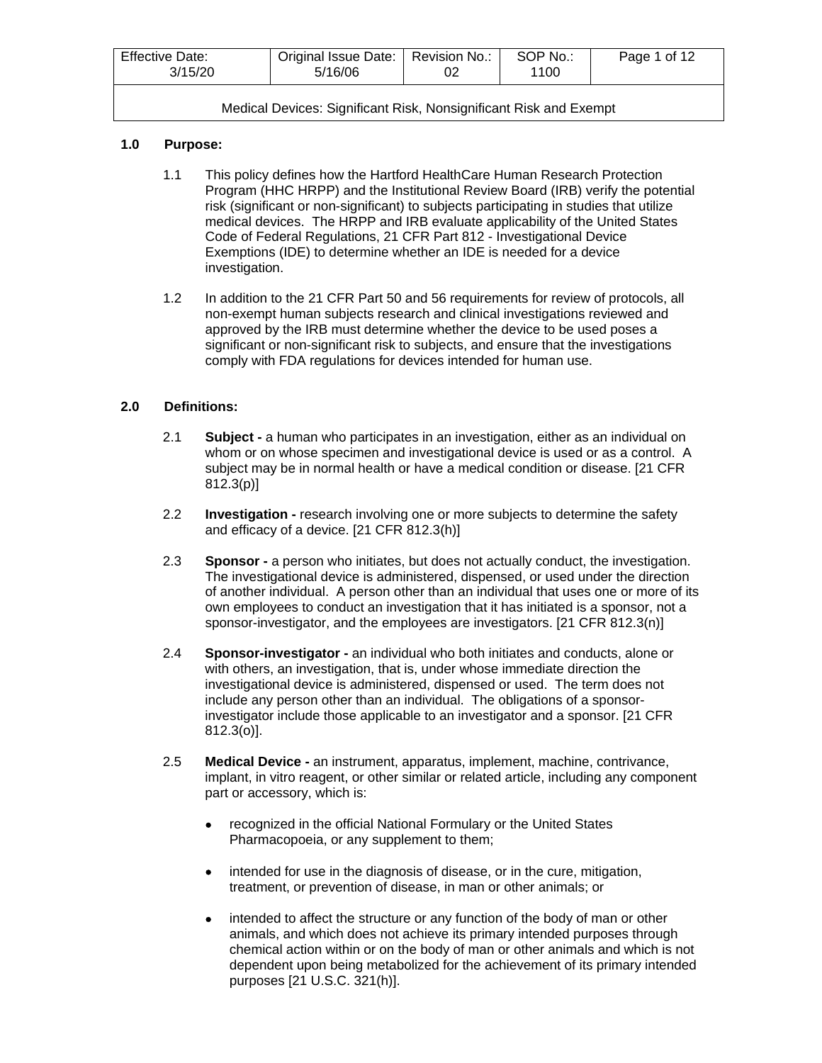| Effective Date: 3/15/20 | Original Issue Date: 5/16/06 | Revision No.: 02 | SOP No.: 1100 |
|---|---|---|---|

Medical Devices: Significant Risk, Nonsignificant Risk and Exempt

## 1.0 Purpose:

1.1 This policy defines how the Hartford HealthCare Human Research Protection Program (HHC HRPP) and the Institutional Review Board (IRB) verify the potential risk (significant or non-significant) to subjects participating in studies that utilize medical devices. The HRPP and IRB evaluate applicability of the United States Code of Federal Regulations, 21 CFR Part 812 - Investigational Device Exemptions (IDE) to determine whether an IDE is needed for a device investigation.

1.2 In addition to the 21 CFR Part 50 and 56 requirements for review of protocols, all non-exempt human subjects research and clinical investigations reviewed and approved by the IRB must determine whether the device to be used poses a significant or non-significant risk to subjects, and ensure that the investigations comply with FDA regulations for devices intended for human use.

## 2.0 Definitions:

2.1 **Subject -** a human who participates in an investigation, either as an individual on whom or on whose specimen and investigational device is used or as a control. A subject may be in normal health or have a medical condition or disease. [21 CFR 812.3(p)]

2.2 **Investigation -** research involving one or more subjects to determine the safety and efficacy of a device. [21 CFR 812.3(h)]

2.3 **Sponsor -** a person who initiates, but does not actually conduct, the investigation. The investigational device is administered, dispensed, or used under the direction of another individual. A person other than an individual that uses one or more of its own employees to conduct an investigation that it has initiated is a sponsor, not a sponsor-investigator, and the employees are investigators. [21 CFR 812.3(n)]

2.4 **Sponsor-investigator -** an individual who both initiates and conducts, alone or with others, an investigation, that is, under whose immediate direction the investigational device is administered, dispensed or used. The term does not include any person other than an individual. The obligations of a sponsor-investigator include those applicable to an investigator and a sponsor. [21 CFR 812.3(o)].

2.5 **Medical Device -** an instrument, apparatus, implement, machine, contrivance, implant, in vitro reagent, or other similar or related article, including any component part or accessory, which is:

- recognized in the official National Formulary or the United States Pharmacopoeia, or any supplement to them;
- intended for use in the diagnosis of disease, or in the cure, mitigation, treatment, or prevention of disease, in man or other animals; or
- intended to affect the structure or any function of the body of man or other animals, and which does not achieve its primary intended purposes through chemical action within or on the body of man or other animals and which is not dependent upon being metabolized for the achievement of its primary intended purposes [21 U.S.C. 321(h)].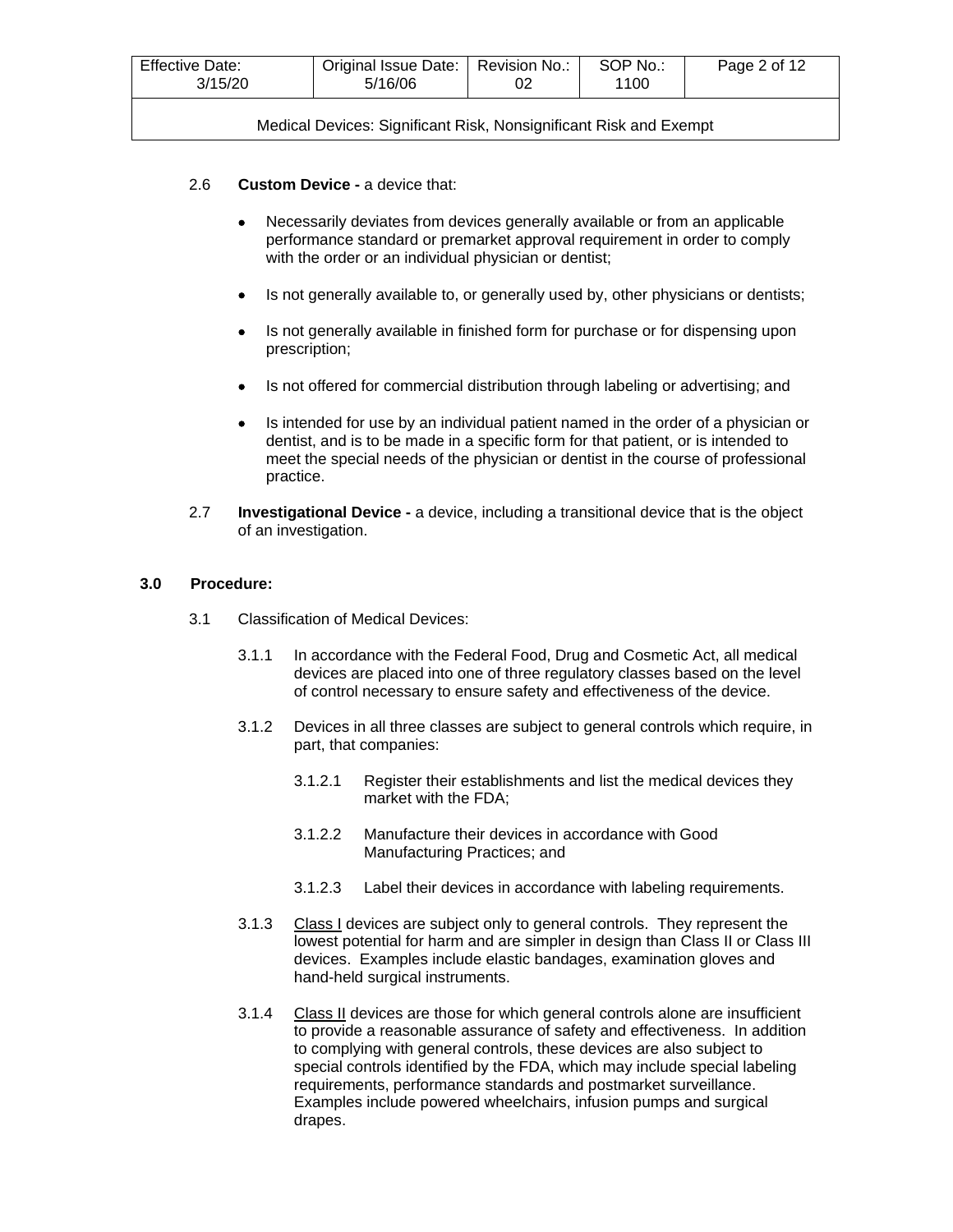2.6 **Custom Device -** a device that:

- Necessarily deviates from devices generally available or from an applicable performance standard or premarket approval requirement in order to comply with the order or an individual physician or dentist;
- Is not generally available to, or generally used by, other physicians or dentists;
- Is not generally available in finished form for purchase or for dispensing upon prescription;
- Is not offered for commercial distribution through labeling or advertising; and
- Is intended for use by an individual patient named in the order of a physician or dentist, and is to be made in a specific form for that patient, or is intended to meet the special needs of the physician or dentist in the course of professional practice.

2.7 **Investigational Device -** a device, including a transitional device that is the object of an investigation.

## 3.0 Procedure:

3.1 Classification of Medical Devices:

3.1.1 In accordance with the Federal Food, Drug and Cosmetic Act, all medical devices are placed into one of three regulatory classes based on the level of control necessary to ensure safety and effectiveness of the device.

3.1.2 Devices in all three classes are subject to general controls which require, in part, that companies:

3.1.2.1 Register their establishments and list the medical devices they market with the FDA;

3.1.2.2 Manufacture their devices in accordance with Good Manufacturing Practices; and

3.1.2.3 Label their devices in accordance with labeling requirements.

3.1.3 Class I devices are subject only to general controls. They represent the lowest potential for harm and are simpler in design than Class II or Class III devices. Examples include elastic bandages, examination gloves and hand-held surgical instruments.

3.1.4 Class II devices are those for which general controls alone are insufficient to provide a reasonable assurance of safety and effectiveness. In addition to complying with general controls, these devices are also subject to special controls identified by the FDA, which may include special labeling requirements, performance standards and postmarket surveillance. Examples include powered wheelchairs, infusion pumps and surgical drapes.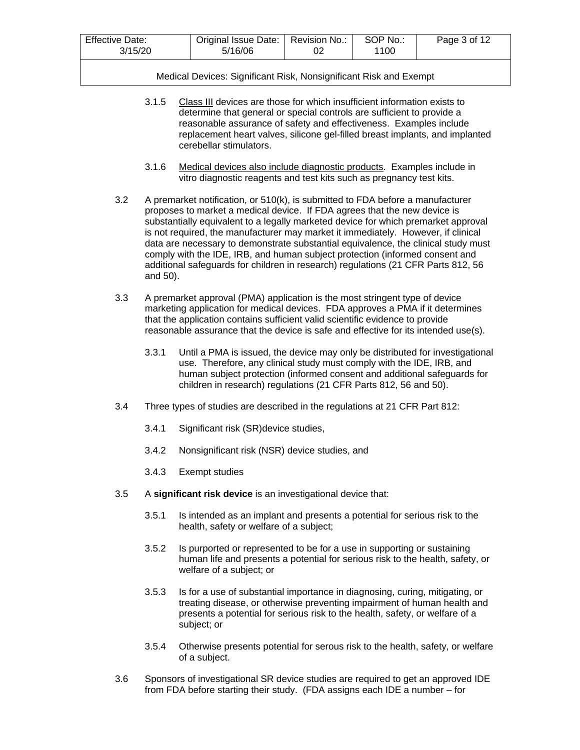3.1.5 Class III devices are those for which insufficient information exists to determine that general or special controls are sufficient to provide a reasonable assurance of safety and effectiveness. Examples include replacement heart valves, silicone gel-filled breast implants, and implanted cerebellar stimulators.

3.1.6 Medical devices also include diagnostic products. Examples include in vitro diagnostic reagents and test kits such as pregnancy test kits.

3.2 A premarket notification, or 510(k), is submitted to FDA before a manufacturer proposes to market a medical device. If FDA agrees that the new device is substantially equivalent to a legally marketed device for which premarket approval is not required, the manufacturer may market it immediately. However, if clinical data are necessary to demonstrate substantial equivalence, the clinical study must comply with the IDE, IRB, and human subject protection (informed consent and additional safeguards for children in research) regulations (21 CFR Parts 812, 56 and 50).

3.3 A premarket approval (PMA) application is the most stringent type of device marketing application for medical devices. FDA approves a PMA if it determines that the application contains sufficient valid scientific evidence to provide reasonable assurance that the device is safe and effective for its intended use(s).

3.3.1 Until a PMA is issued, the device may only be distributed for investigational use. Therefore, any clinical study must comply with the IDE, IRB, and human subject protection (informed consent and additional safeguards for children in research) regulations (21 CFR Parts 812, 56 and 50).

3.4 Three types of studies are described in the regulations at 21 CFR Part 812:

3.4.1 Significant risk (SR)device studies,

3.4.2 Nonsignificant risk (NSR) device studies, and

3.4.3 Exempt studies

3.5 A **significant risk device** is an investigational device that:

3.5.1 Is intended as an implant and presents a potential for serious risk to the health, safety or welfare of a subject;

3.5.2 Is purported or represented to be for a use in supporting or sustaining human life and presents a potential for serious risk to the health, safety, or welfare of a subject; or

3.5.3 Is for a use of substantial importance in diagnosing, curing, mitigating, or treating disease, or otherwise preventing impairment of human health and presents a potential for serious risk to the health, safety, or welfare of a subject; or

3.5.4 Otherwise presents potential for serous risk to the health, safety, or welfare of a subject.

3.6 Sponsors of investigational SR device studies are required to get an approved IDE from FDA before starting their study. (FDA assigns each IDE a number – for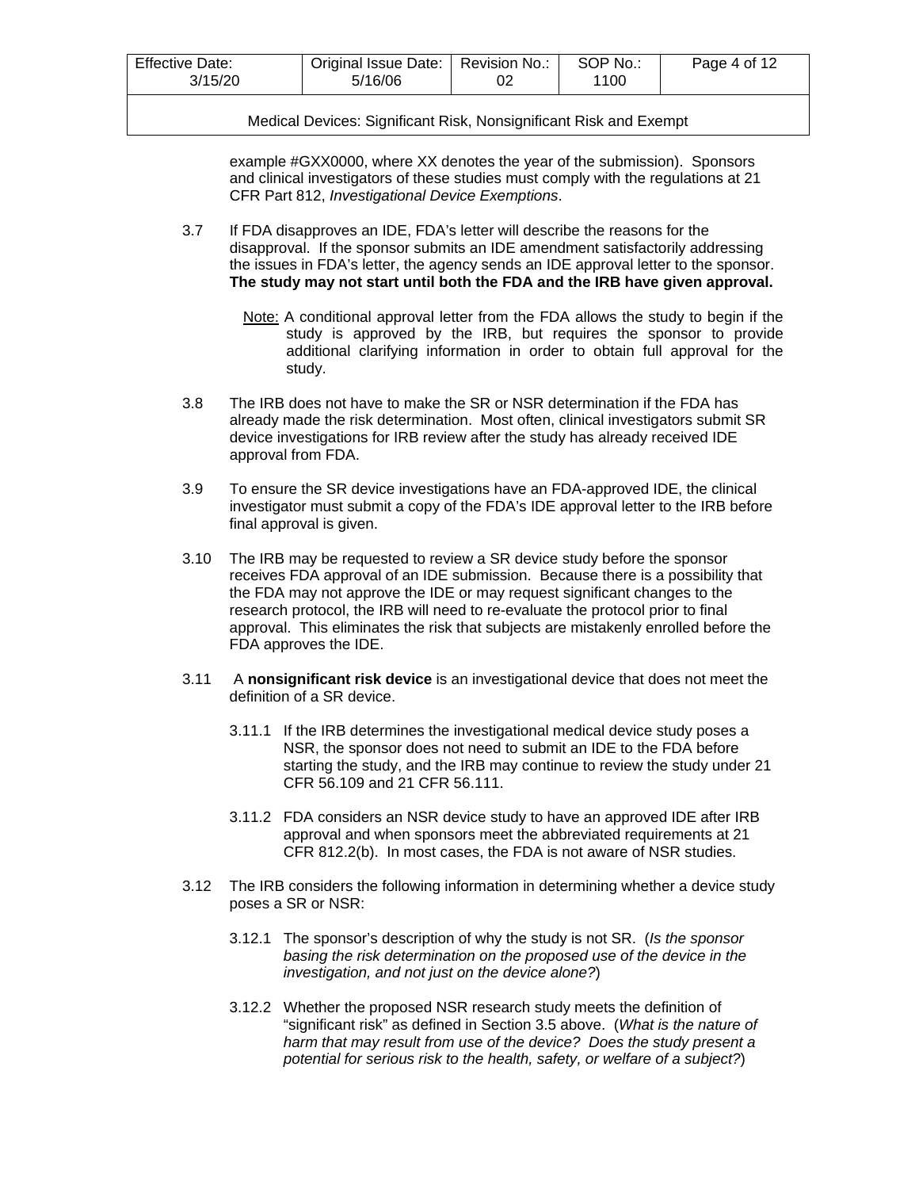example #GXX0000, where XX denotes the year of the submission). Sponsors and clinical investigators of these studies must comply with the regulations at 21 CFR Part 812, *Investigational Device Exemptions*.

3.7 If FDA disapproves an IDE, FDA's letter will describe the reasons for the disapproval. If the sponsor submits an IDE amendment satisfactorily addressing the issues in FDA's letter, the agency sends an IDE approval letter to the sponsor. **The study may not start until both the FDA and the IRB have given approval.**

Note: A conditional approval letter from the FDA allows the study to begin if the study is approved by the IRB, but requires the sponsor to provide additional clarifying information in order to obtain full approval for the study.

3.8 The IRB does not have to make the SR or NSR determination if the FDA has already made the risk determination. Most often, clinical investigators submit SR device investigations for IRB review after the study has already received IDE approval from FDA.

3.9 To ensure the SR device investigations have an FDA-approved IDE, the clinical investigator must submit a copy of the FDA's IDE approval letter to the IRB before final approval is given.

3.10 The IRB may be requested to review a SR device study before the sponsor receives FDA approval of an IDE submission. Because there is a possibility that the FDA may not approve the IDE or may request significant changes to the research protocol, the IRB will need to re-evaluate the protocol prior to final approval. This eliminates the risk that subjects are mistakenly enrolled before the FDA approves the IDE.

3.11 A **nonsignificant risk device** is an investigational device that does not meet the definition of a SR device.

3.11.1 If the IRB determines the investigational medical device study poses a NSR, the sponsor does not need to submit an IDE to the FDA before starting the study, and the IRB may continue to review the study under 21 CFR 56.109 and 21 CFR 56.111.

3.11.2 FDA considers an NSR device study to have an approved IDE after IRB approval and when sponsors meet the abbreviated requirements at 21 CFR 812.2(b). In most cases, the FDA is not aware of NSR studies.

3.12 The IRB considers the following information in determining whether a device study poses a SR or NSR:

3.12.1 The sponsor's description of why the study is not SR. (*Is the sponsor basing the risk determination on the proposed use of the device in the investigation, and not just on the device alone?*)

3.12.2 Whether the proposed NSR research study meets the definition of "significant risk" as defined in Section 3.5 above. (*What is the nature of harm that may result from use of the device? Does the study present a potential for serious risk to the health, safety, or welfare of a subject?*)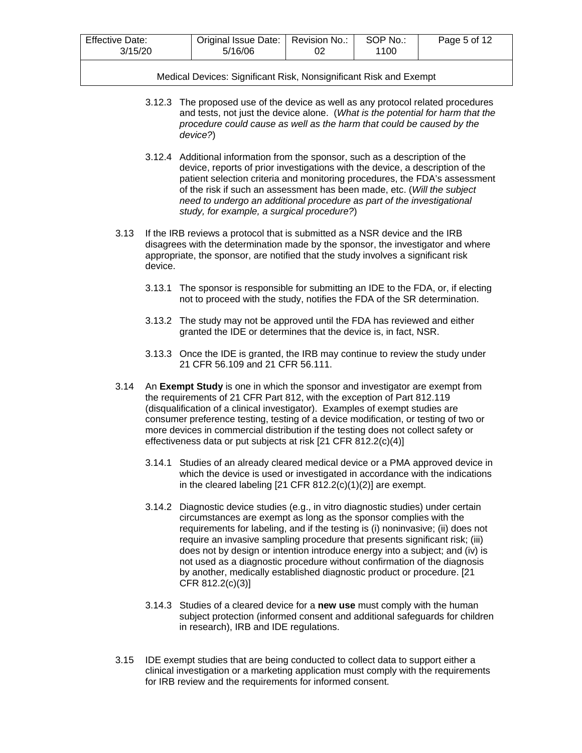3.12.3 The proposed use of the device as well as any protocol related procedures and tests, not just the device alone. (*What is the potential for harm that the procedure could cause as well as the harm that could be caused by the device?*)

3.12.4 Additional information from the sponsor, such as a description of the device, reports of prior investigations with the device, a description of the patient selection criteria and monitoring procedures, the FDA's assessment of the risk if such an assessment has been made, etc. (*Will the subject need to undergo an additional procedure as part of the investigational study, for example, a surgical procedure?*)

3.13 If the IRB reviews a protocol that is submitted as a NSR device and the IRB disagrees with the determination made by the sponsor, the investigator and where appropriate, the sponsor, are notified that the study involves a significant risk device.

3.13.1 The sponsor is responsible for submitting an IDE to the FDA, or, if electing not to proceed with the study, notifies the FDA of the SR determination.

3.13.2 The study may not be approved until the FDA has reviewed and either granted the IDE or determines that the device is, in fact, NSR.

3.13.3 Once the IDE is granted, the IRB may continue to review the study under 21 CFR 56.109 and 21 CFR 56.111.

3.14 An **Exempt Study** is one in which the sponsor and investigator are exempt from the requirements of 21 CFR Part 812, with the exception of Part 812.119 (disqualification of a clinical investigator). Examples of exempt studies are consumer preference testing, testing of a device modification, or testing of two or more devices in commercial distribution if the testing does not collect safety or effectiveness data or put subjects at risk [21 CFR 812.2(c)(4)]

3.14.1 Studies of an already cleared medical device or a PMA approved device in which the device is used or investigated in accordance with the indications in the cleared labeling [21 CFR 812.2(c)(1)(2)] are exempt.

3.14.2 Diagnostic device studies (e.g., in vitro diagnostic studies) under certain circumstances are exempt as long as the sponsor complies with the requirements for labeling, and if the testing is (i) noninvasive; (ii) does not require an invasive sampling procedure that presents significant risk; (iii) does not by design or intention introduce energy into a subject; and (iv) is not used as a diagnostic procedure without confirmation of the diagnosis by another, medically established diagnostic product or procedure. [21 CFR 812.2(c)(3)]

3.14.3 Studies of a cleared device for a **new use** must comply with the human subject protection (informed consent and additional safeguards for children in research), IRB and IDE regulations.

3.15 IDE exempt studies that are being conducted to collect data to support either a clinical investigation or a marketing application must comply with the requirements for IRB review and the requirements for informed consent.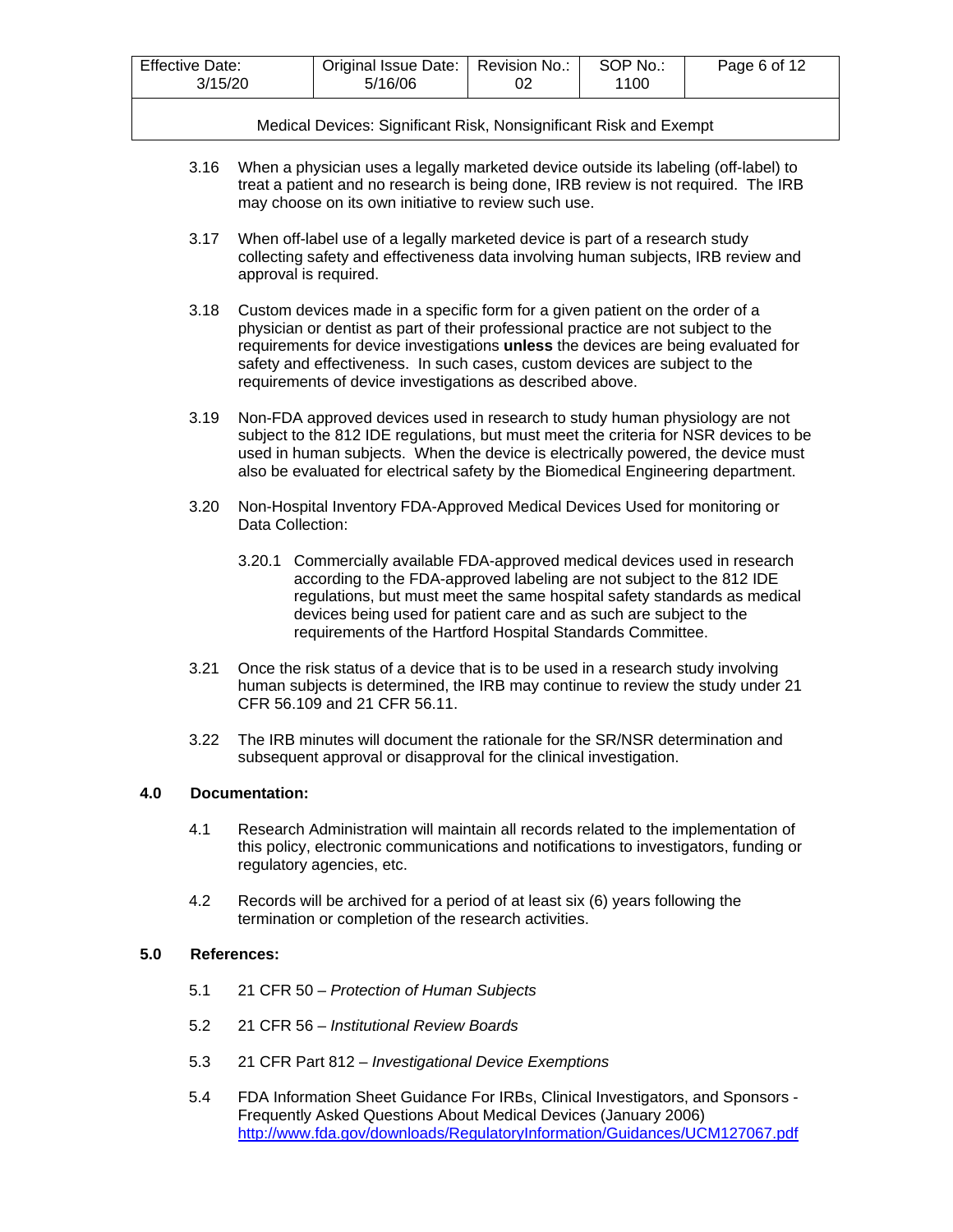3.16 When a physician uses a legally marketed device outside its labeling (off-label) to treat a patient and no research is being done, IRB review is not required. The IRB may choose on its own initiative to review such use.

3.17 When off-label use of a legally marketed device is part of a research study collecting safety and effectiveness data involving human subjects, IRB review and approval is required.

3.18 Custom devices made in a specific form for a given patient on the order of a physician or dentist as part of their professional practice are not subject to the requirements for device investigations **unless** the devices are being evaluated for safety and effectiveness. In such cases, custom devices are subject to the requirements of device investigations as described above.

3.19 Non-FDA approved devices used in research to study human physiology are not subject to the 812 IDE regulations, but must meet the criteria for NSR devices to be used in human subjects. When the device is electrically powered, the device must also be evaluated for electrical safety by the Biomedical Engineering department.

3.20 Non-Hospital Inventory FDA-Approved Medical Devices Used for monitoring or Data Collection:

3.20.1 Commercially available FDA-approved medical devices used in research according to the FDA-approved labeling are not subject to the 812 IDE regulations, but must meet the same hospital safety standards as medical devices being used for patient care and as such are subject to the requirements of the Hartford Hospital Standards Committee.

3.21 Once the risk status of a device that is to be used in a research study involving human subjects is determined, the IRB may continue to review the study under 21 CFR 56.109 and 21 CFR 56.11.

3.22 The IRB minutes will document the rationale for the SR/NSR determination and subsequent approval or disapproval for the clinical investigation.

## 4.0 Documentation:

4.1 Research Administration will maintain all records related to the implementation of this policy, electronic communications and notifications to investigators, funding or regulatory agencies, etc.

4.2 Records will be archived for a period of at least six (6) years following the termination or completion of the research activities.

## 5.0 References:

5.1 21 CFR 50 – *Protection of Human Subjects*

5.2 21 CFR 56 – *Institutional Review Boards*

5.3 21 CFR Part 812 – *Investigational Device Exemptions*

5.4 FDA Information Sheet Guidance For IRBs, Clinical Investigators, and Sponsors - Frequently Asked Questions About Medical Devices (January 2006) http://www.fda.gov/downloads/RegulatoryInformation/Guidances/UCM127067.pdf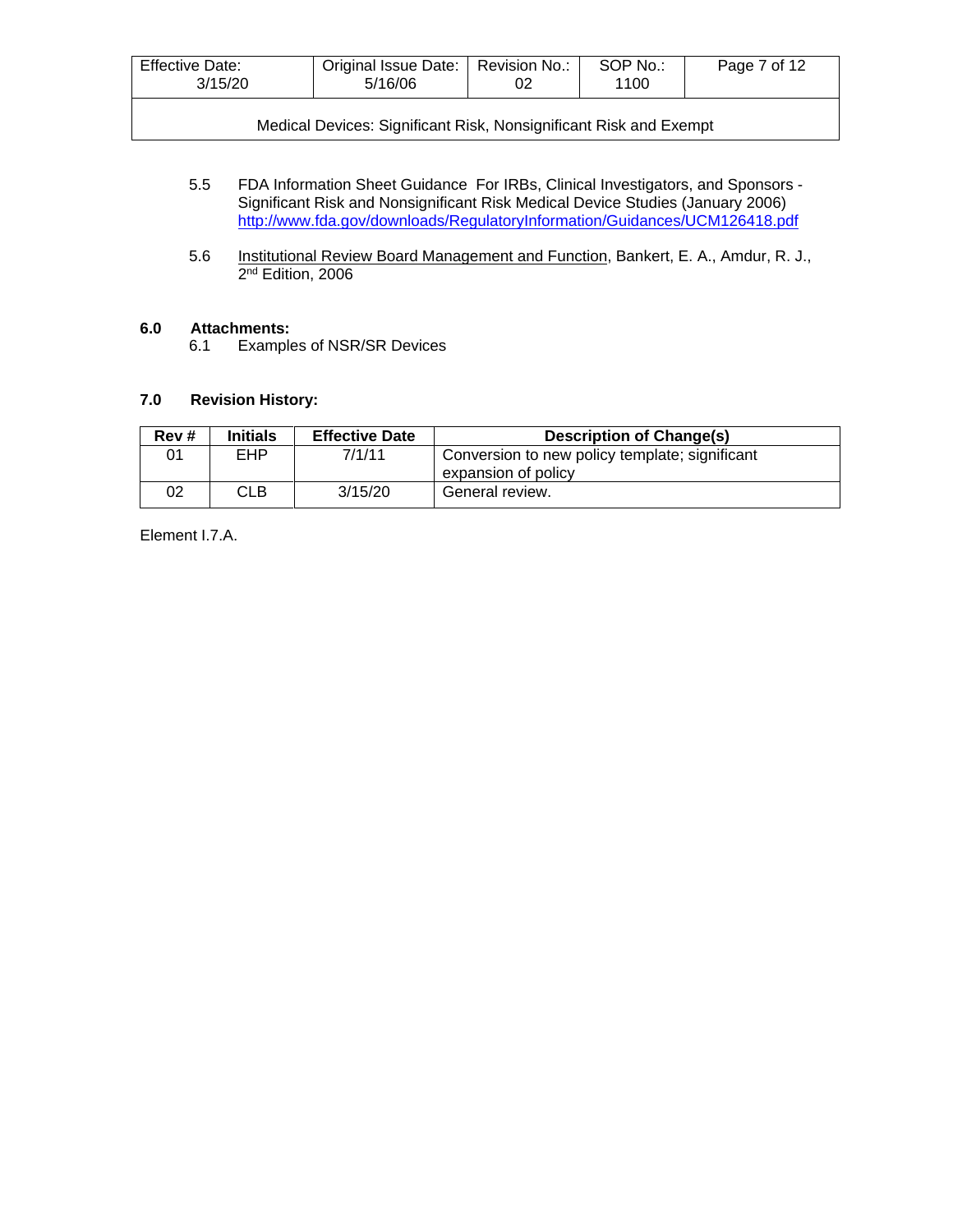5.5 FDA Information Sheet Guidance For IRBs, Clinical Investigators, and Sponsors - Significant Risk and Nonsignificant Risk Medical Device Studies (January 2006) http://www.fda.gov/downloads/RegulatoryInformation/Guidances/UCM126418.pdf

5.6 Institutional Review Board Management and Function, Bankert, E. A., Amdur, R. J., 2nd Edition, 2006

## 6.0 Attachments:

6.1 Examples of NSR/SR Devices

## 7.0 Revision History:

| Rev # | Initials | Effective Date | Description of Change(s) |
|---|---|---|---|
| 01 | EHP | 7/1/11 | Conversion to new policy template; significant expansion of policy |
| 02 | CLB | 3/15/20 | General review. |

Element I.7.A.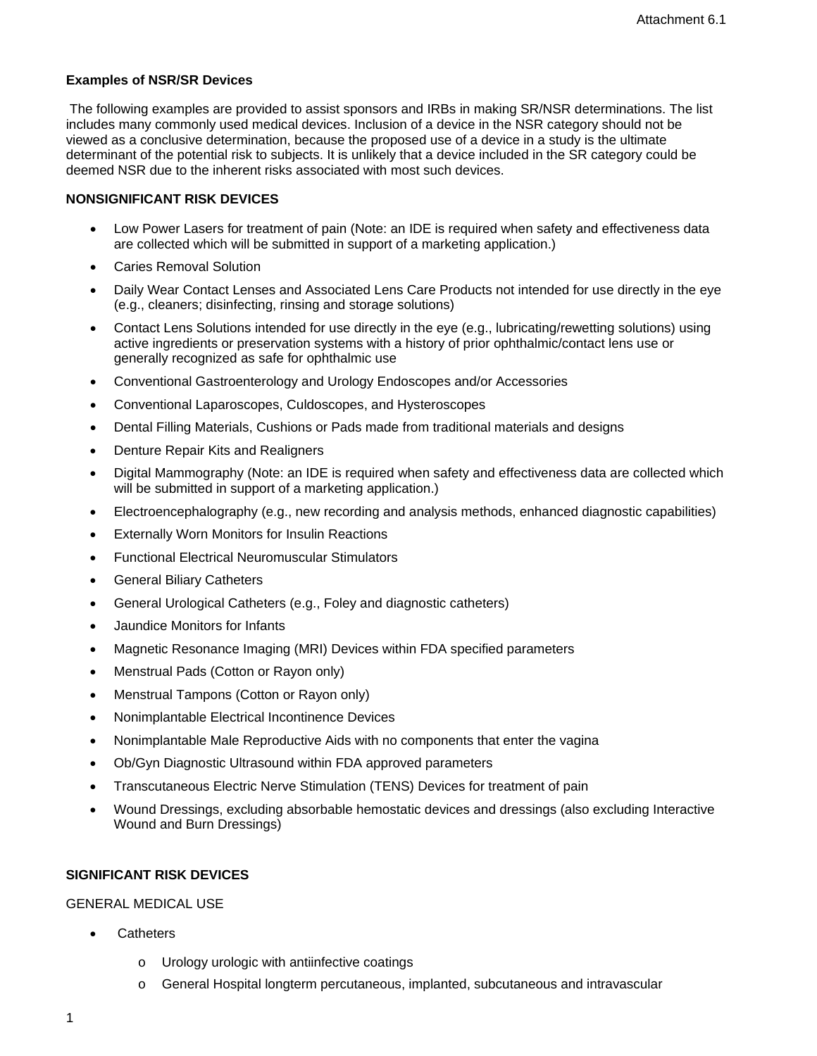Attachment 6.1

**Examples of NSR/SR Devices**

The following examples are provided to assist sponsors and IRBs in making SR/NSR determinations. The list includes many commonly used medical devices. Inclusion of a device in the NSR category should not be viewed as a conclusive determination, because the proposed use of a device in a study is the ultimate determinant of the potential risk to subjects. It is unlikely that a device included in the SR category could be deemed NSR due to the inherent risks associated with most such devices.

**NONSIGNIFICANT RISK DEVICES**

- Low Power Lasers for treatment of pain (Note: an IDE is required when safety and effectiveness data are collected which will be submitted in support of a marketing application.)
- Caries Removal Solution
- Daily Wear Contact Lenses and Associated Lens Care Products not intended for use directly in the eye (e.g., cleaners; disinfecting, rinsing and storage solutions)
- Contact Lens Solutions intended for use directly in the eye (e.g., lubricating/rewetting solutions) using active ingredients or preservation systems with a history of prior ophthalmic/contact lens use or generally recognized as safe for ophthalmic use
- Conventional Gastroenterology and Urology Endoscopes and/or Accessories
- Conventional Laparoscopes, Culdoscopes, and Hysteroscopes
- Dental Filling Materials, Cushions or Pads made from traditional materials and designs
- Denture Repair Kits and Realigners
- Digital Mammography (Note: an IDE is required when safety and effectiveness data are collected which will be submitted in support of a marketing application.)
- Electroencephalography (e.g., new recording and analysis methods, enhanced diagnostic capabilities)
- Externally Worn Monitors for Insulin Reactions
- Functional Electrical Neuromuscular Stimulators
- General Biliary Catheters
- General Urological Catheters (e.g., Foley and diagnostic catheters)
- Jaundice Monitors for Infants
- Magnetic Resonance Imaging (MRI) Devices within FDA specified parameters
- Menstrual Pads (Cotton or Rayon only)
- Menstrual Tampons (Cotton or Rayon only)
- Nonimplantable Electrical Incontinence Devices
- Nonimplantable Male Reproductive Aids with no components that enter the vagina
- Ob/Gyn Diagnostic Ultrasound within FDA approved parameters
- Transcutaneous Electric Nerve Stimulation (TENS) Devices for treatment of pain
- Wound Dressings, excluding absorbable hemostatic devices and dressings (also excluding Interactive Wound and Burn Dressings)

**SIGNIFICANT RISK DEVICES**

GENERAL MEDICAL USE

- Catheters
  - Urology urologic with antiinfective coatings
  - General Hospital longterm percutaneous, implanted, subcutaneous and intravascular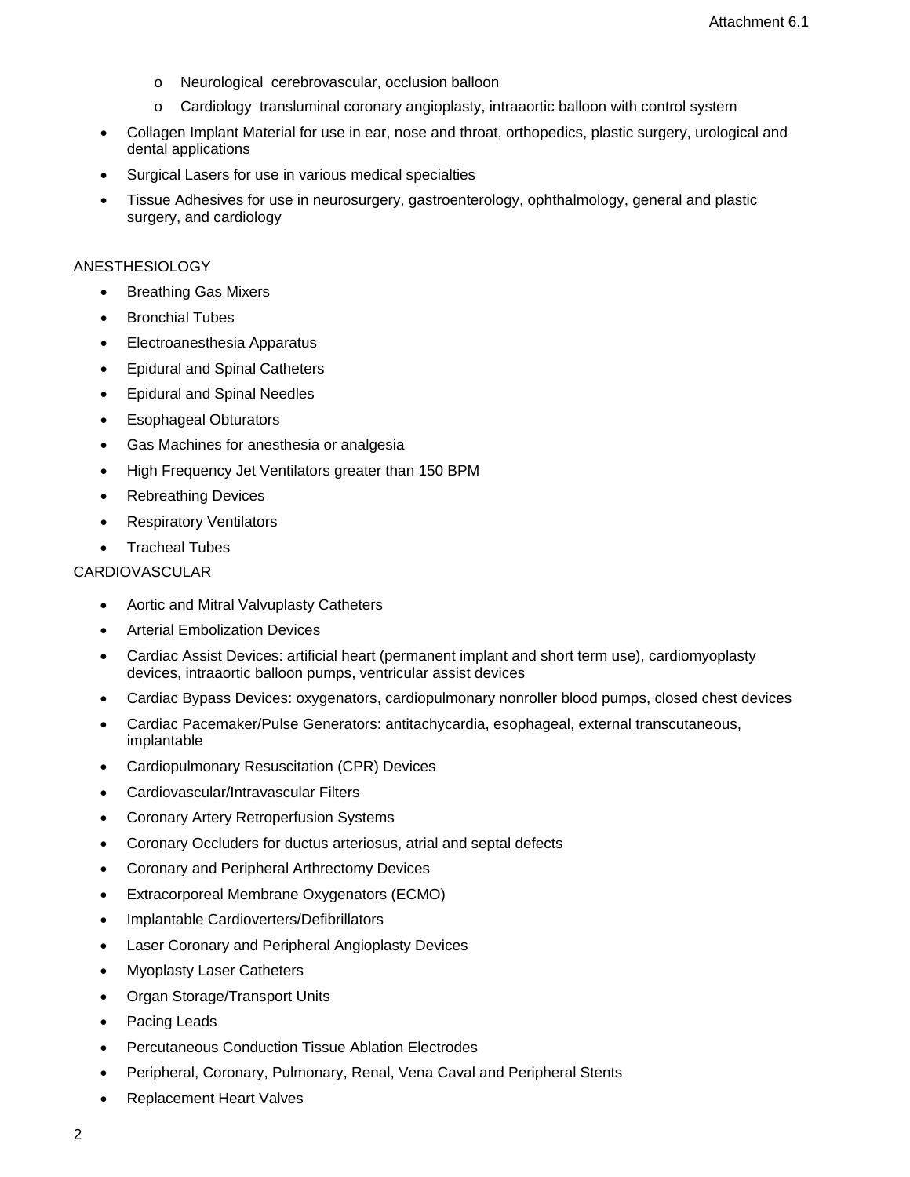- Neurological  cerebrovascular, occlusion balloon
  - Cardiology  transluminal coronary angioplasty, intraaortic balloon with control system
- Collagen Implant Material for use in ear, nose and throat, orthopedics, plastic surgery, urological and dental applications
- Surgical Lasers for use in various medical specialties
- Tissue Adhesives for use in neurosurgery, gastroenterology, ophthalmology, general and plastic surgery, and cardiology

ANESTHESIOLOGY

- Breathing Gas Mixers
- Bronchial Tubes
- Electroanesthesia Apparatus
- Epidural and Spinal Catheters
- Epidural and Spinal Needles
- Esophageal Obturators
- Gas Machines for anesthesia or analgesia
- High Frequency Jet Ventilators greater than 150 BPM
- Rebreathing Devices
- Respiratory Ventilators
- Tracheal Tubes

CARDIOVASCULAR

- Aortic and Mitral Valvuplasty Catheters
- Arterial Embolization Devices
- Cardiac Assist Devices: artificial heart (permanent implant and short term use), cardiomyoplasty devices, intraaortic balloon pumps, ventricular assist devices
- Cardiac Bypass Devices: oxygenators, cardiopulmonary nonroller blood pumps, closed chest devices
- Cardiac Pacemaker/Pulse Generators: antitachycardia, esophageal, external transcutaneous, implantable
- Cardiopulmonary Resuscitation (CPR) Devices
- Cardiovascular/Intravascular Filters
- Coronary Artery Retroperfusion Systems
- Coronary Occluders for ductus arteriosus, atrial and septal defects
- Coronary and Peripheral Arthrectomy Devices
- Extracorporeal Membrane Oxygenators (ECMO)
- Implantable Cardioverters/Defibrillators
- Laser Coronary and Peripheral Angioplasty Devices
- Myoplasty Laser Catheters
- Organ Storage/Transport Units
- Pacing Leads
- Percutaneous Conduction Tissue Ablation Electrodes
- Peripheral, Coronary, Pulmonary, Renal, Vena Caval and Peripheral Stents
- Replacement Heart Valves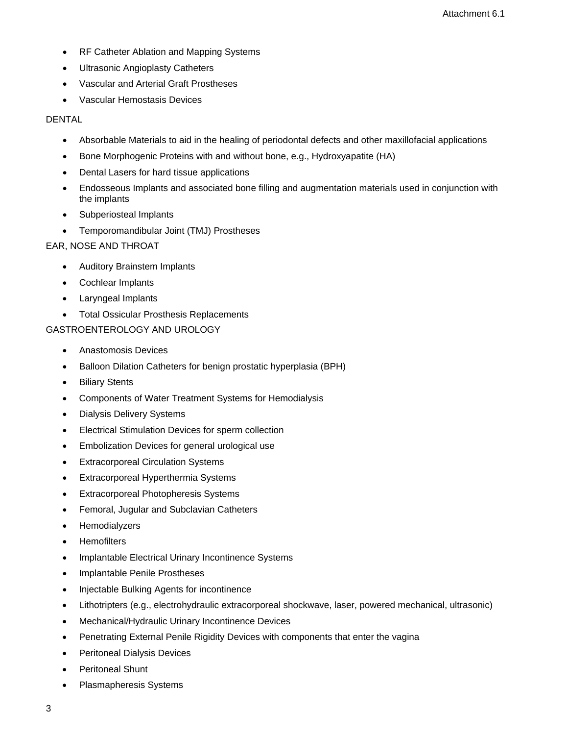- RF Catheter Ablation and Mapping Systems
- Ultrasonic Angioplasty Catheters
- Vascular and Arterial Graft Prostheses
- Vascular Hemostasis Devices

DENTAL

- Absorbable Materials to aid in the healing of periodontal defects and other maxillofacial applications
- Bone Morphogenic Proteins with and without bone, e.g., Hydroxyapatite (HA)
- Dental Lasers for hard tissue applications
- Endosseous Implants and associated bone filling and augmentation materials used in conjunction with the implants
- Subperiosteal Implants
- Temporomandibular Joint (TMJ) Prostheses

EAR, NOSE AND THROAT

- Auditory Brainstem Implants
- Cochlear Implants
- Laryngeal Implants
- Total Ossicular Prosthesis Replacements

GASTROENTEROLOGY AND UROLOGY

- Anastomosis Devices
- Balloon Dilation Catheters for benign prostatic hyperplasia (BPH)
- Biliary Stents
- Components of Water Treatment Systems for Hemodialysis
- Dialysis Delivery Systems
- Electrical Stimulation Devices for sperm collection
- Embolization Devices for general urological use
- Extracorporeal Circulation Systems
- Extracorporeal Hyperthermia Systems
- Extracorporeal Photopheresis Systems
- Femoral, Jugular and Subclavian Catheters
- Hemodialyzers
- Hemofilters
- Implantable Electrical Urinary Incontinence Systems
- Implantable Penile Prostheses
- Injectable Bulking Agents for incontinence
- Lithotripters (e.g., electrohydraulic extracorporeal shockwave, laser, powered mechanical, ultrasonic)
- Mechanical/Hydraulic Urinary Incontinence Devices
- Penetrating External Penile Rigidity Devices with components that enter the vagina
- Peritoneal Dialysis Devices
- Peritoneal Shunt
- Plasmapheresis Systems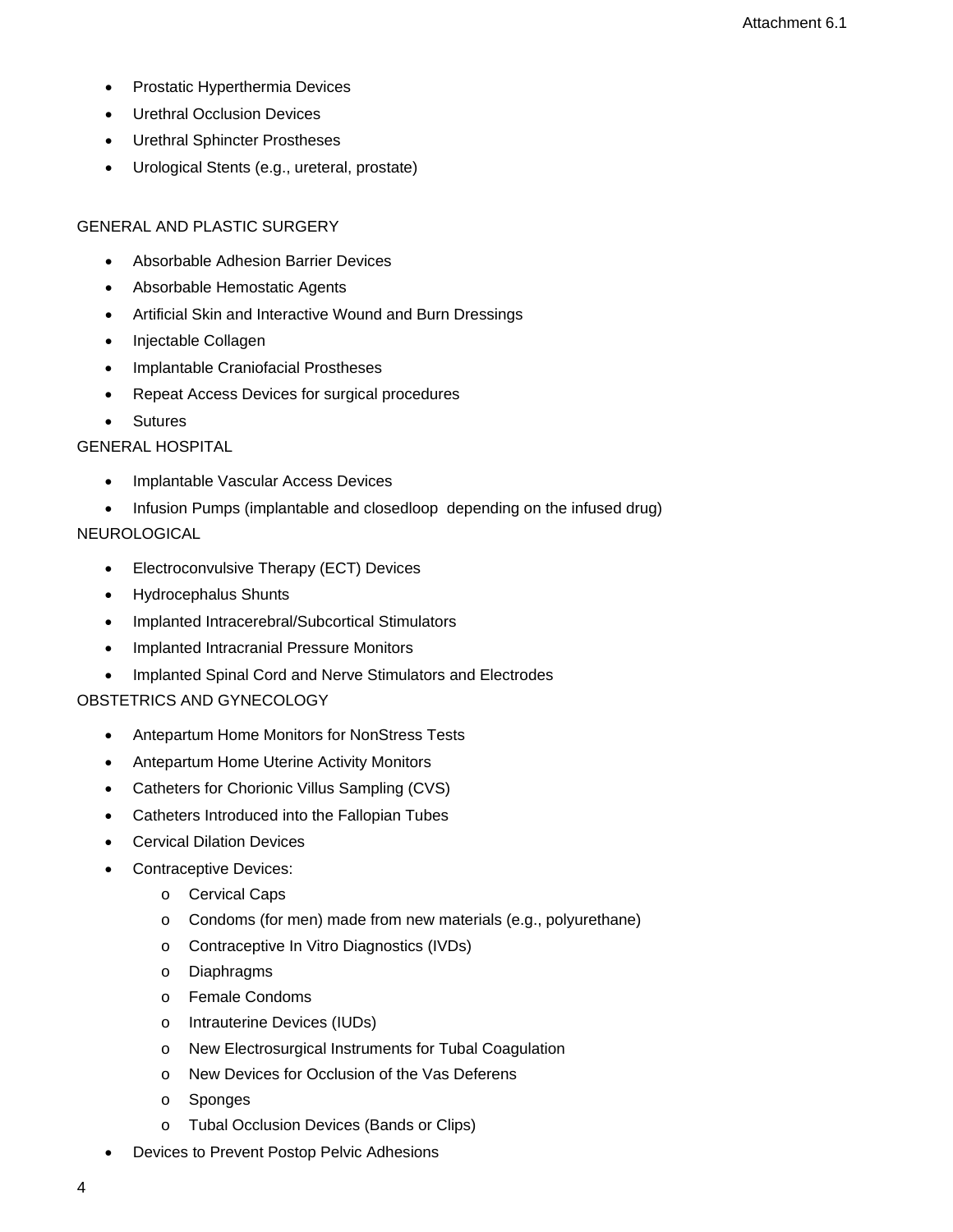- Prostatic Hyperthermia Devices
- Urethral Occlusion Devices
- Urethral Sphincter Prostheses
- Urological Stents (e.g., ureteral, prostate)

GENERAL AND PLASTIC SURGERY

- Absorbable Adhesion Barrier Devices
- Absorbable Hemostatic Agents
- Artificial Skin and Interactive Wound and Burn Dressings
- Injectable Collagen
- Implantable Craniofacial Prostheses
- Repeat Access Devices for surgical procedures
- Sutures

GENERAL HOSPITAL

- Implantable Vascular Access Devices
- Infusion Pumps (implantable and closedloop  depending on the infused drug)

NEUROLOGICAL

- Electroconvulsive Therapy (ECT) Devices
- Hydrocephalus Shunts
- Implanted Intracerebral/Subcortical Stimulators
- Implanted Intracranial Pressure Monitors
- Implanted Spinal Cord and Nerve Stimulators and Electrodes

OBSTETRICS AND GYNECOLOGY

- Antepartum Home Monitors for NonStress Tests
- Antepartum Home Uterine Activity Monitors
- Catheters for Chorionic Villus Sampling (CVS)
- Catheters Introduced into the Fallopian Tubes
- Cervical Dilation Devices
- Contraceptive Devices:
  - Cervical Caps
  - Condoms (for men) made from new materials (e.g., polyurethane)
  - Contraceptive In Vitro Diagnostics (IVDs)
  - Diaphragms
  - Female Condoms
  - Intrauterine Devices (IUDs)
  - New Electrosurgical Instruments for Tubal Coagulation
  - New Devices for Occlusion of the Vas Deferens
  - Sponges
  - Tubal Occlusion Devices (Bands or Clips)
- Devices to Prevent Postop Pelvic Adhesions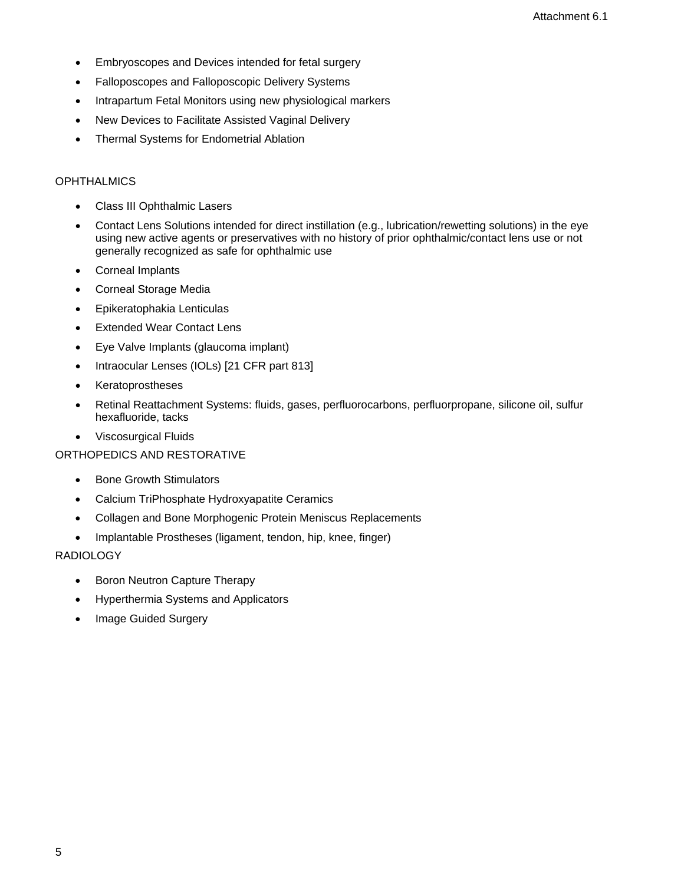- Embryoscopes and Devices intended for fetal surgery
- Falloposcopes and Falloposcopic Delivery Systems
- Intrapartum Fetal Monitors using new physiological markers
- New Devices to Facilitate Assisted Vaginal Delivery
- Thermal Systems for Endometrial Ablation

OPHTHALMICS

- Class III Ophthalmic Lasers
- Contact Lens Solutions intended for direct instillation (e.g., lubrication/rewetting solutions) in the eye using new active agents or preservatives with no history of prior ophthalmic/contact lens use or not generally recognized as safe for ophthalmic use
- Corneal Implants
- Corneal Storage Media
- Epikeratophakia Lenticulas
- Extended Wear Contact Lens
- Eye Valve Implants (glaucoma implant)
- Intraocular Lenses (IOLs) [21 CFR part 813]
- Keratoprostheses
- Retinal Reattachment Systems: fluids, gases, perfluorocarbons, perfluorpropane, silicone oil, sulfur hexafluoride, tacks
- Viscosurgical Fluids

ORTHOPEDICS AND RESTORATIVE

- Bone Growth Stimulators
- Calcium TriPhosphate Hydroxyapatite Ceramics
- Collagen and Bone Morphogenic Protein Meniscus Replacements
- Implantable Prostheses (ligament, tendon, hip, knee, finger)

RADIOLOGY

- Boron Neutron Capture Therapy
- Hyperthermia Systems and Applicators
- Image Guided Surgery